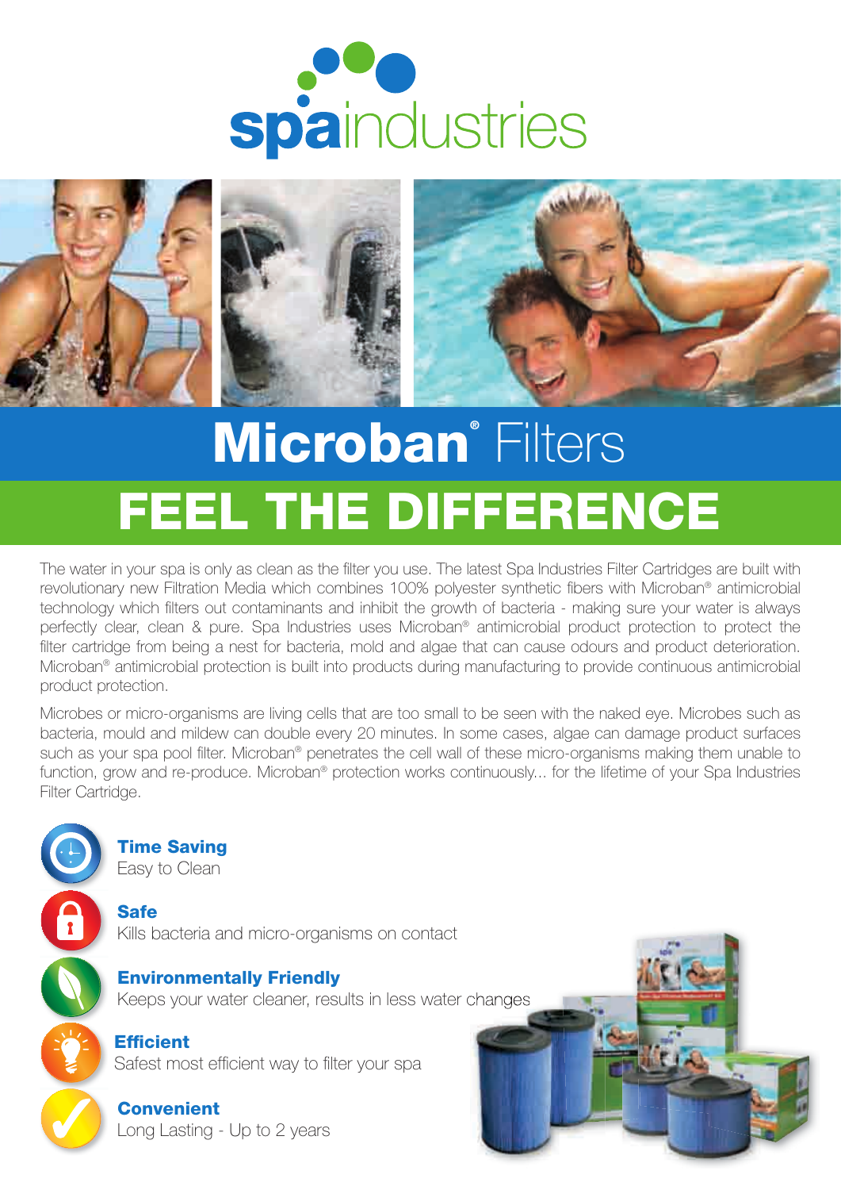# spaindustries

# Microban® Filters

## FEEL THE DIFFERENCE

The water in your spa is only as clean as the filter you use. The latest Spa Industries Filter Cartridges are built with revolutionary new Filtration Media which combines 100% polyester synthetic fibers with Microban® antimicrobial technology which filters out contaminants and inhibit the growth of bacteria - making sure your water is always perfectly clear, clean & pure. Spa Industries uses Microban® antimicrobial product protection to protect the filter cartridge from being a nest for bacteria, mold and algae that can cause odours and product deterioration. Microban® antimicrobial protection is built into products during manufacturing to provide continuous antimicrobial product protection.

Microbes or micro-organisms are living cells that are too small to be seen with the naked eye. Microbes such as bacteria, mould and mildew can double every 20 minutes. In some cases, algae can damage product surfaces such as your spa pool filter. Microban® penetrates the cell wall of these micro-organisms making them unable to function, grow and re-produce. Microban® protection works continuously... for the lifetime of your Spa Industries Filter Cartridge.

**Time Saving**
Easy to Clean

**Safe**
Kills bacteria and micro-organisms on contact

**Environmentally Friendly**
Keeps your water cleaner, results in less water changes

**Efficient**
Safest most efficient way to filter your spa

**Convenient**
Long Lasting - Up to 2 years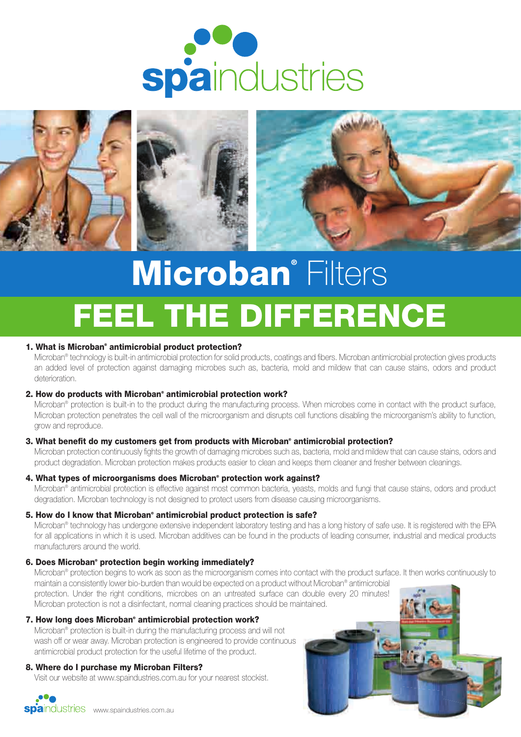# spaindustries

# Microban® Filters

# FEEL THE DIFFERENCE

**1. What is Microban® antimicrobial product protection?**

Microban® technology is built-in antimicrobial protection for solid products, coatings and fibers. Microban antimicrobial protection gives products an added level of protection against damaging microbes such as, bacteria, mold and mildew that can cause stains, odors and product deterioration.

**2. How do products with Microban® antimicrobial protection work?**

Microban® protection is built-in to the product during the manufacturing process. When microbes come in contact with the product surface, Microban protection penetrates the cell wall of the microorganism and disrupts cell functions disabling the microorganism's ability to function, grow and reproduce.

**3. What benefit do my customers get from products with Microban® antimicrobial protection?**

Microban protection continuously fights the growth of damaging microbes such as, bacteria, mold and mildew that can cause stains, odors and product degradation. Microban protection makes products easier to clean and keeps them cleaner and fresher between cleanings.

**4. What types of microorganisms does Microban® protection work against?**

Microban® antimicrobial protection is effective against most common bacteria, yeasts, molds and fungi that cause stains, odors and product degradation. Microban technology is not designed to protect users from disease causing microorganisms.

**5. How do I know that Microban® antimicrobial product protection is safe?**

Microban® technology has undergone extensive independent laboratory testing and has a long history of safe use. It is registered with the EPA for all applications in which it is used. Microban additives can be found in the products of leading consumer, industrial and medical products manufacturers around the world.

**6. Does Microban® protection begin working immediately?**

Microban® protection begins to work as soon as the microorganism comes into contact with the product surface. It then works continuously to maintain a consistently lower bio-burden than would be expected on a product without Microban® antimicrobial protection. Under the right conditions, microbes on an untreated surface can double every 20 minutes! Microban protection is not a disinfectant, normal cleaning practices should be maintained.

**7. How long does Microban® antimicrobial protection work?**

Microban® protection is built-in during the manufacturing process and will not wash off or wear away. Microban protection is engineered to provide continuous antimicrobial product protection for the useful lifetime of the product.

**8. Where do I purchase my Microban Filters?**

Visit our website at www.spaindustries.com.au for your nearest stockist.

spaindustries www.spaindustries.com.au